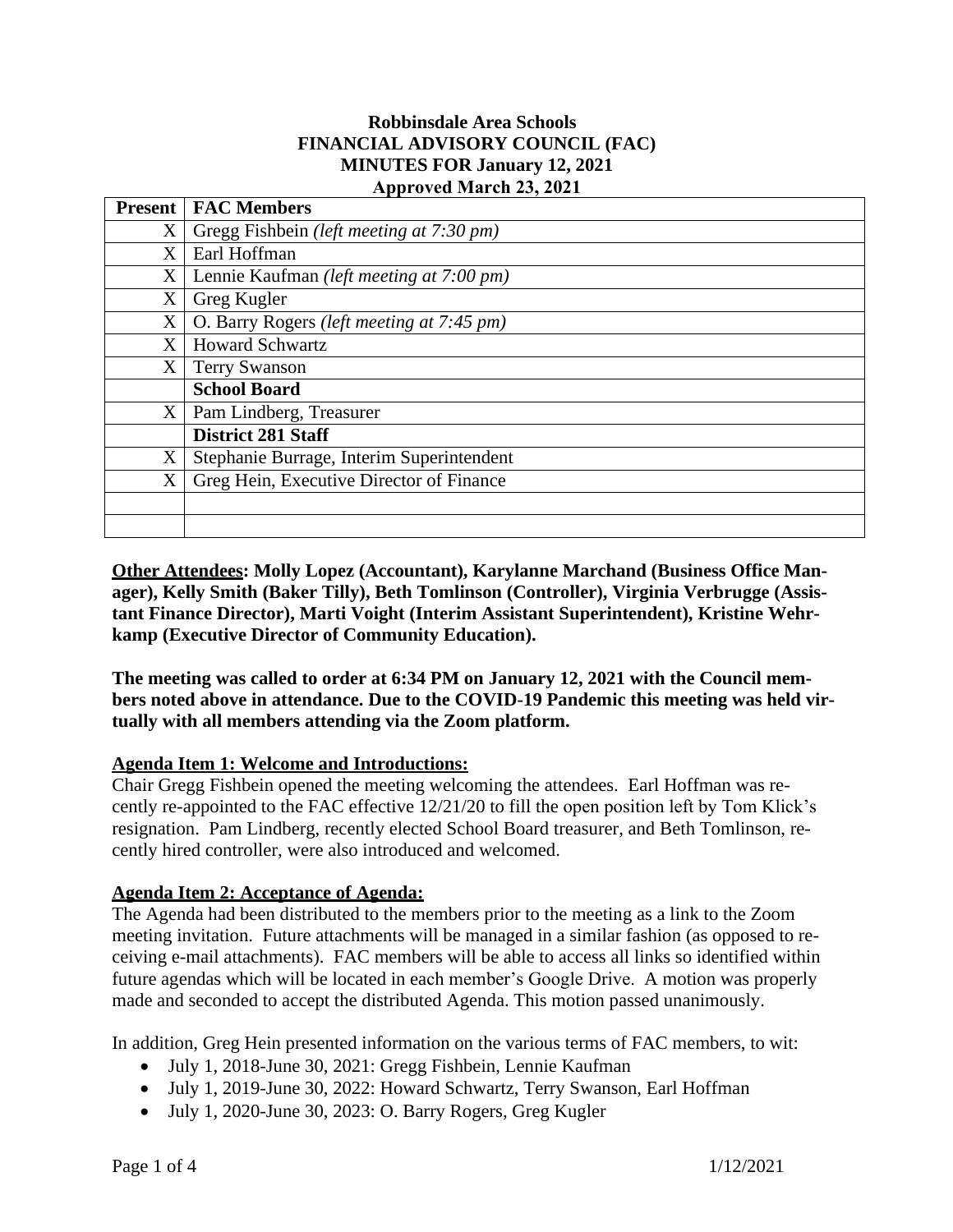# Robbinsdale Area Schools
# FINANCIAL ADVISORY COUNCIL (FAC)
## MINUTES FOR January 12, 2021
### Approved March 23, 2021

| Present | FAC Members |
|---|---|
| X | Gregg Fishbein *(left meeting at 7:30 pm)* |
| X | Earl Hoffman |
| X | Lennie Kaufman *(left meeting at 7:00 pm)* |
| X | Greg Kugler |
| X | O. Barry Rogers *(left meeting at 7:45 pm)* |
| X | Howard Schwartz |
| X | Terry Swanson |
| | **School Board** |
| X | Pam Lindberg, Treasurer |
| | **District 281 Staff** |
| X | Stephanie Burrage, Interim Superintendent |
| X | Greg Hein, Executive Director of Finance |
| | |
| | |

**<u>Other Attendees</u>: Molly Lopez (Accountant), Karylanne Marchand (Business Office Manager), Kelly Smith (Baker Tilly), Beth Tomlinson (Controller), Virginia Verbrugge (Assistant Finance Director), Marti Voight (Interim Assistant Superintendent), Kristine Wehrkamp (Executive Director of Community Education).**

**The meeting was called to order at 6:34 PM on January 12, 2021 with the Council members noted above in attendance. Due to the COVID-19 Pandemic this meeting was held virtually with all members attending via the Zoom platform.**

**<u>Agenda Item 1: Welcome and Introductions:</u>**

Chair Gregg Fishbein opened the meeting welcoming the attendees. Earl Hoffman was recently re-appointed to the FAC effective 12/21/20 to fill the open position left by Tom Klick's resignation. Pam Lindberg, recently elected School Board treasurer, and Beth Tomlinson, recently hired controller, were also introduced and welcomed.

**<u>Agenda Item 2: Acceptance of Agenda:</u>**

The Agenda had been distributed to the members prior to the meeting as a link to the Zoom meeting invitation. Future attachments will be managed in a similar fashion (as opposed to receiving e-mail attachments). FAC members will be able to access all links so identified within future agendas which will be located in each member's Google Drive. A motion was properly made and seconded to accept the distributed Agenda. This motion passed unanimously.

In addition, Greg Hein presented information on the various terms of FAC members, to wit:

- July 1, 2018-June 30, 2021: Gregg Fishbein, Lennie Kaufman
- July 1, 2019-June 30, 2022: Howard Schwartz, Terry Swanson, Earl Hoffman
- July 1, 2020-June 30, 2023: O. Barry Rogers, Greg Kugler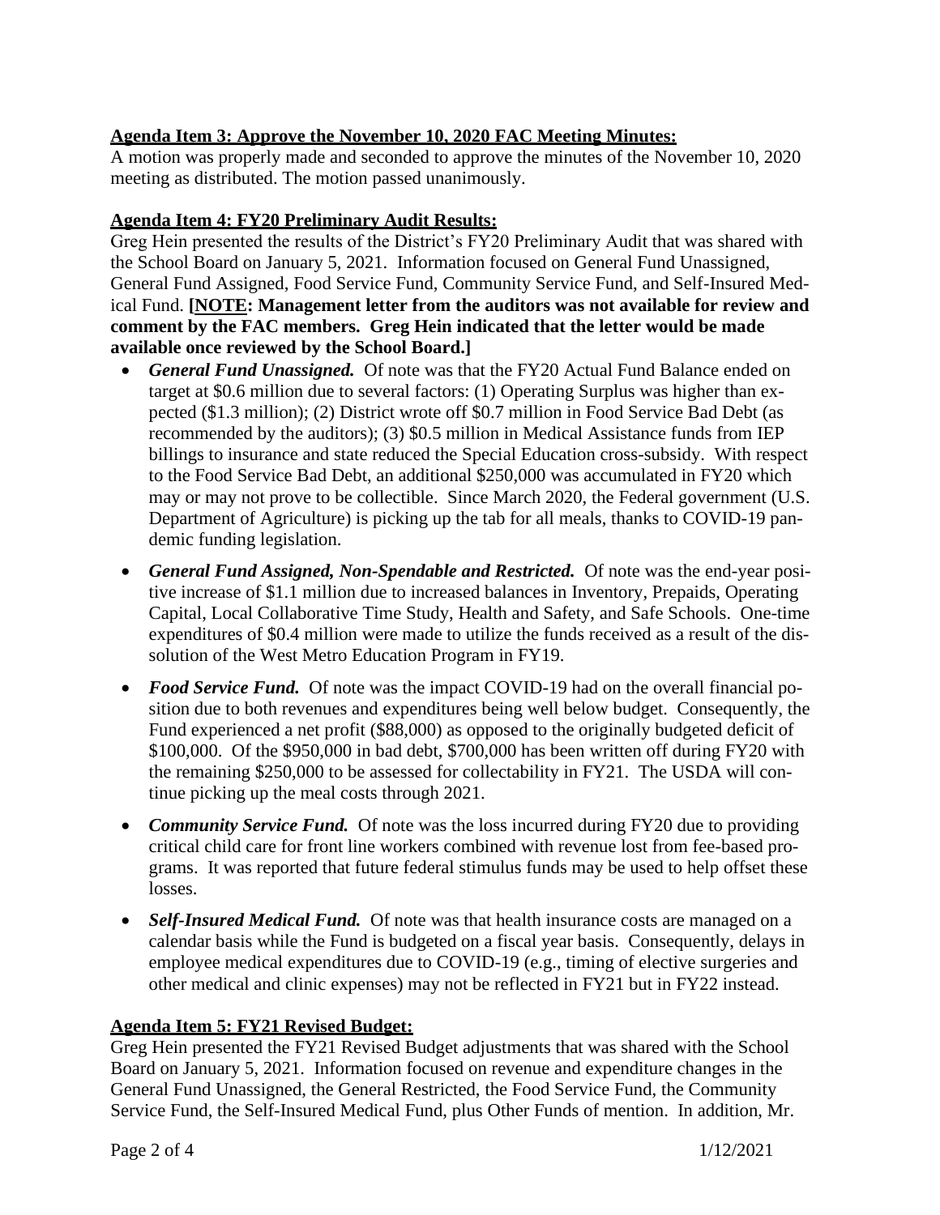**Agenda Item 3: Approve the November 10, 2020 FAC Meeting Minutes:**

A motion was properly made and seconded to approve the minutes of the November 10, 2020 meeting as distributed. The motion passed unanimously.

**Agenda Item 4: FY20 Preliminary Audit Results:**

Greg Hein presented the results of the District's FY20 Preliminary Audit that was shared with the School Board on January 5, 2021. Information focused on General Fund Unassigned, General Fund Assigned, Food Service Fund, Community Service Fund, and Self-Insured Medical Fund. **[NOTE: Management letter from the auditors was not available for review and comment by the FAC members. Greg Hein indicated that the letter would be made available once reviewed by the School Board.]**

- ***General Fund Unassigned.*** Of note was that the FY20 Actual Fund Balance ended on target at $0.6 million due to several factors: (1) Operating Surplus was higher than expected ($1.3 million); (2) District wrote off $0.7 million in Food Service Bad Debt (as recommended by the auditors); (3) $0.5 million in Medical Assistance funds from IEP billings to insurance and state reduced the Special Education cross-subsidy. With respect to the Food Service Bad Debt, an additional $250,000 was accumulated in FY20 which may or may not prove to be collectible. Since March 2020, the Federal government (U.S. Department of Agriculture) is picking up the tab for all meals, thanks to COVID-19 pandemic funding legislation.
- ***General Fund Assigned, Non-Spendable and Restricted.*** Of note was the end-year positive increase of $1.1 million due to increased balances in Inventory, Prepaids, Operating Capital, Local Collaborative Time Study, Health and Safety, and Safe Schools. One-time expenditures of $0.4 million were made to utilize the funds received as a result of the dissolution of the West Metro Education Program in FY19.
- ***Food Service Fund.*** Of note was the impact COVID-19 had on the overall financial position due to both revenues and expenditures being well below budget. Consequently, the Fund experienced a net profit ($88,000) as opposed to the originally budgeted deficit of $100,000. Of the $950,000 in bad debt, $700,000 has been written off during FY20 with the remaining $250,000 to be assessed for collectability in FY21. The USDA will continue picking up the meal costs through 2021.
- ***Community Service Fund.*** Of note was the loss incurred during FY20 due to providing critical child care for front line workers combined with revenue lost from fee-based programs. It was reported that future federal stimulus funds may be used to help offset these losses.
- ***Self-Insured Medical Fund.*** Of note was that health insurance costs are managed on a calendar basis while the Fund is budgeted on a fiscal year basis. Consequently, delays in employee medical expenditures due to COVID-19 (e.g., timing of elective surgeries and other medical and clinic expenses) may not be reflected in FY21 but in FY22 instead.

**Agenda Item 5: FY21 Revised Budget:**

Greg Hein presented the FY21 Revised Budget adjustments that was shared with the School Board on January 5, 2021. Information focused on revenue and expenditure changes in the General Fund Unassigned, the General Restricted, the Food Service Fund, the Community Service Fund, the Self-Insured Medical Fund, plus Other Funds of mention. In addition, Mr.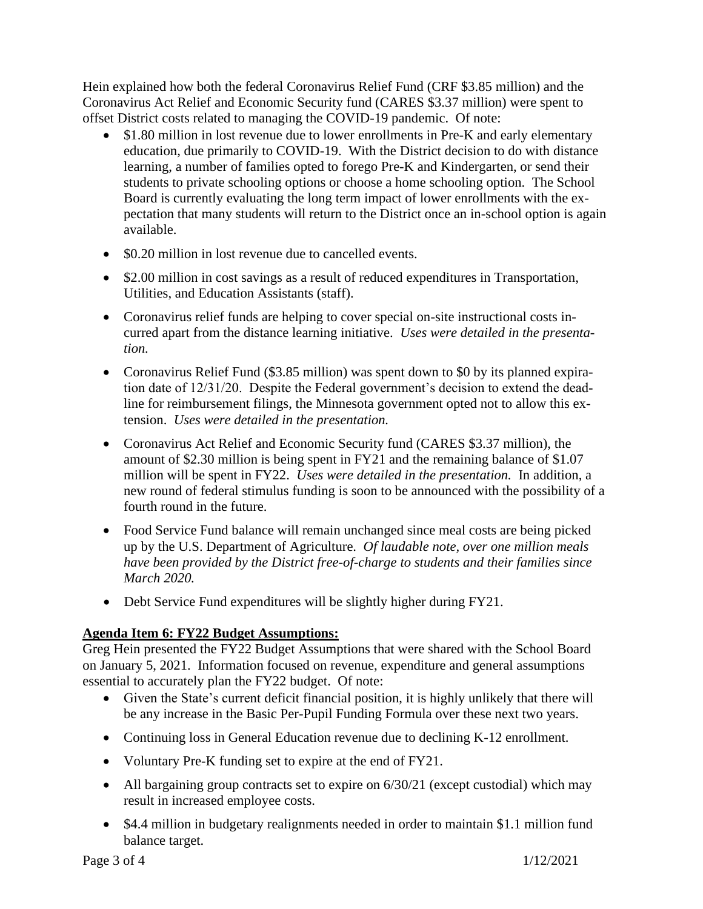Hein explained how both the federal Coronavirus Relief Fund (CRF $3.85 million) and the Coronavirus Act Relief and Economic Security fund (CARES $3.37 million) were spent to offset District costs related to managing the COVID-19 pandemic. Of note:

- $1.80 million in lost revenue due to lower enrollments in Pre-K and early elementary education, due primarily to COVID-19. With the District decision to do with distance learning, a number of families opted to forego Pre-K and Kindergarten, or send their students to private schooling options or choose a home schooling option. The School Board is currently evaluating the long term impact of lower enrollments with the expectation that many students will return to the District once an in-school option is again available.
- $0.20 million in lost revenue due to cancelled events.
- $2.00 million in cost savings as a result of reduced expenditures in Transportation, Utilities, and Education Assistants (staff).
- Coronavirus relief funds are helping to cover special on-site instructional costs incurred apart from the distance learning initiative. *Uses were detailed in the presentation.*
- Coronavirus Relief Fund ($3.85 million) was spent down to $0 by its planned expiration date of 12/31/20. Despite the Federal government's decision to extend the deadline for reimbursement filings, the Minnesota government opted not to allow this extension. *Uses were detailed in the presentation.*
- Coronavirus Act Relief and Economic Security fund (CARES $3.37 million), the amount of $2.30 million is being spent in FY21 and the remaining balance of $1.07 million will be spent in FY22. *Uses were detailed in the presentation.* In addition, a new round of federal stimulus funding is soon to be announced with the possibility of a fourth round in the future.
- Food Service Fund balance will remain unchanged since meal costs are being picked up by the U.S. Department of Agriculture. *Of laudable note, over one million meals have been provided by the District free-of-charge to students and their families since March 2020.*
- Debt Service Fund expenditures will be slightly higher during FY21.

**Agenda Item 6: FY22 Budget Assumptions:**

Greg Hein presented the FY22 Budget Assumptions that were shared with the School Board on January 5, 2021. Information focused on revenue, expenditure and general assumptions essential to accurately plan the FY22 budget. Of note:

- Given the State's current deficit financial position, it is highly unlikely that there will be any increase in the Basic Per-Pupil Funding Formula over these next two years.
- Continuing loss in General Education revenue due to declining K-12 enrollment.
- Voluntary Pre-K funding set to expire at the end of FY21.
- All bargaining group contracts set to expire on 6/30/21 (except custodial) which may result in increased employee costs.
- $4.4 million in budgetary realignments needed in order to maintain $1.1 million fund balance target.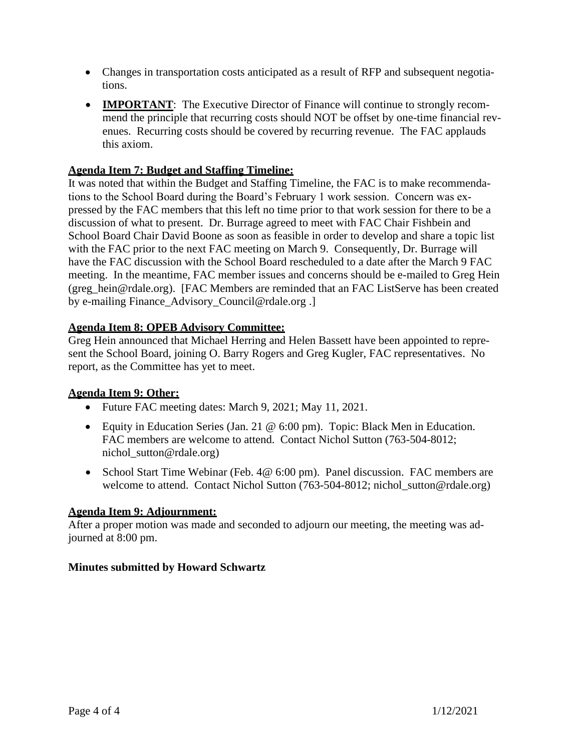- Changes in transportation costs anticipated as a result of RFP and subsequent negotiations.
- **IMPORTANT**: The Executive Director of Finance will continue to strongly recommend the principle that recurring costs should NOT be offset by one-time financial revenues. Recurring costs should be covered by recurring revenue. The FAC applauds this axiom.

**Agenda Item 7: Budget and Staffing Timeline:**

It was noted that within the Budget and Staffing Timeline, the FAC is to make recommendations to the School Board during the Board's February 1 work session. Concern was expressed by the FAC members that this left no time prior to that work session for there to be a discussion of what to present. Dr. Burrage agreed to meet with FAC Chair Fishbein and School Board Chair David Boone as soon as feasible in order to develop and share a topic list with the FAC prior to the next FAC meeting on March 9. Consequently, Dr. Burrage will have the FAC discussion with the School Board rescheduled to a date after the March 9 FAC meeting. In the meantime, FAC member issues and concerns should be e-mailed to Greg Hein (greg_hein@rdale.org). [FAC Members are reminded that an FAC ListServe has been created by e-mailing Finance_Advisory_Council@rdale.org .]

**Agenda Item 8: OPEB Advisory Committee:**

Greg Hein announced that Michael Herring and Helen Bassett have been appointed to represent the School Board, joining O. Barry Rogers and Greg Kugler, FAC representatives. No report, as the Committee has yet to meet.

**Agenda Item 9: Other:**

- Future FAC meeting dates: March 9, 2021; May 11, 2021.
- Equity in Education Series (Jan. 21 @ 6:00 pm). Topic: Black Men in Education. FAC members are welcome to attend. Contact Nichol Sutton (763-504-8012; nichol_sutton@rdale.org)
- School Start Time Webinar (Feb. 4@ 6:00 pm). Panel discussion. FAC members are welcome to attend. Contact Nichol Sutton (763-504-8012; nichol_sutton@rdale.org)

**Agenda Item 9: Adjournment:**

After a proper motion was made and seconded to adjourn our meeting, the meeting was adjourned at 8:00 pm.

**Minutes submitted by Howard Schwartz**